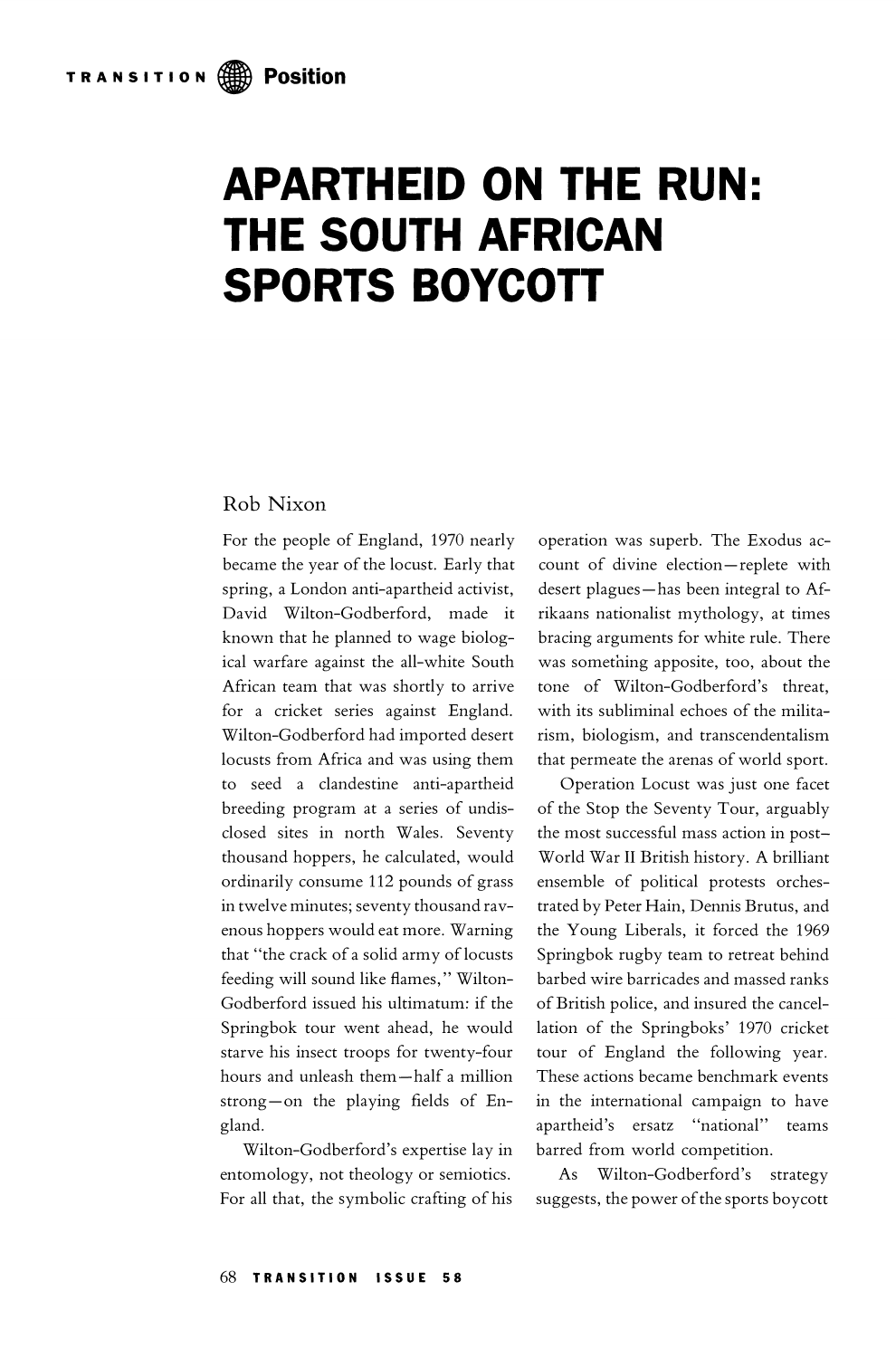TRANSITION Position

# APARTHEID ON THE RUN: THE SOUTH AFRICAN SPORTS BOYCOTT

Rob Nixon

For the people of England, 1970 nearly became the year of the locust. Early that spring, a London anti-apartheid activist, David Wilton-Godberford, made it known that he planned to wage biological warfare against the all-white South African team that was shortly to arrive for a cricket series against England. Wilton-Godberford had imported desert locusts from Africa and was using them to seed a clandestine anti-apartheid breeding program at a series of undisclosed sites in north Wales. Seventy thousand hoppers, he calculated, would ordinarily consume 112 pounds of grass in twelve minutes; seventy thousand ravenous hoppers would eat more. Warning that "the crack of a solid army of locusts feeding will sound like flames," Wilton-Godberford issued his ultimatum: if the Springbok tour went ahead, he would starve his insect troops for twenty-four hours and unleash them—half a million strong—on the playing fields of England.

Wilton-Godberford's expertise lay in entomology, not theology or semiotics. For all that, the symbolic crafting of his operation was superb. The Exodus account of divine election—replete with desert plagues—has been integral to Afrikaans nationalist mythology, at times bracing arguments for white rule. There was something apposite, too, about the tone of Wilton-Godberford's threat, with its subliminal echoes of the militarism, biologism, and transcendentalism that permeate the arenas of world sport.

Operation Locust was just one facet of the Stop the Seventy Tour, arguably the most successful mass action in post–World War II British history. A brilliant ensemble of political protests orchestrated by Peter Hain, Dennis Brutus, and the Young Liberals, it forced the 1969 Springbok rugby team to retreat behind barbed wire barricades and massed ranks of British police, and insured the cancellation of the Springboks' 1970 cricket tour of England the following year. These actions became benchmark events in the international campaign to have apartheid's ersatz "national" teams barred from world competition.

As Wilton-Godberford's strategy suggests, the power of the sports boycott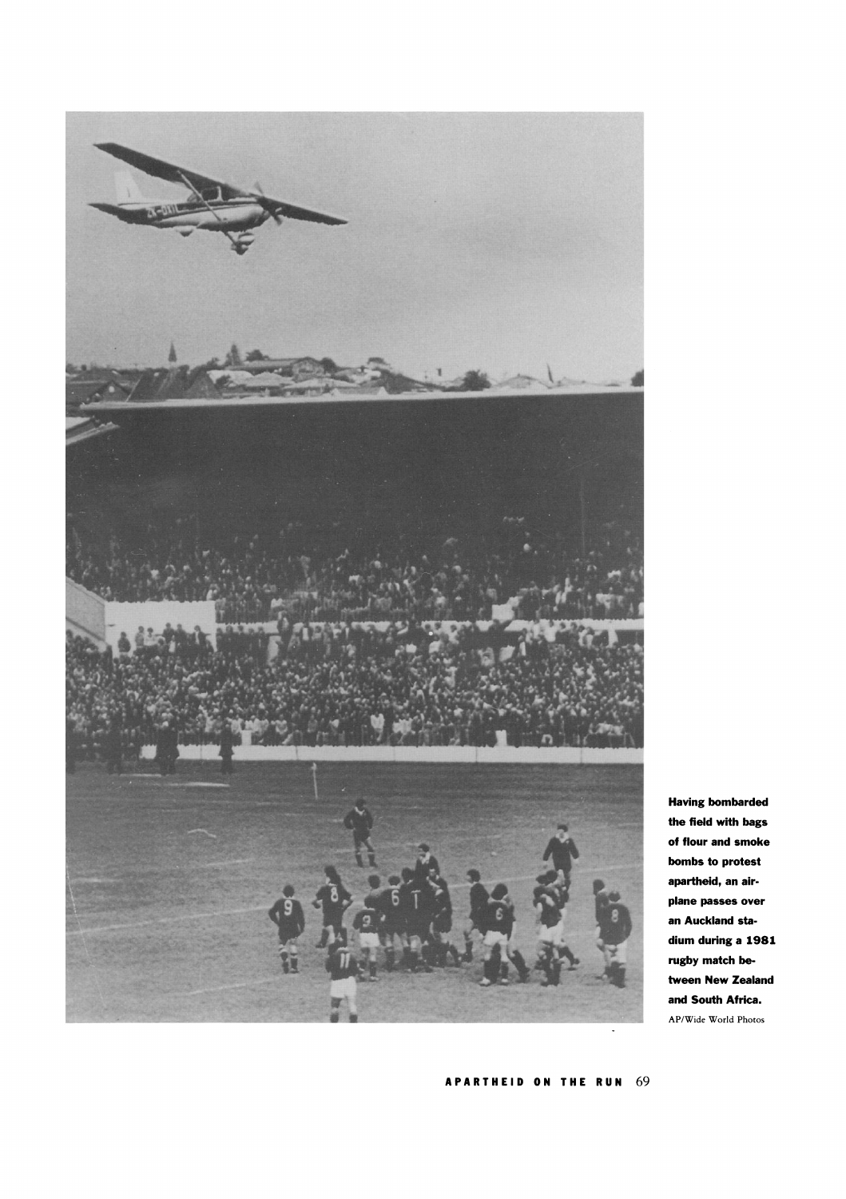**Having bombarded the field with bags of flour and smoke bombs to protest apartheid, an airplane passes over an Auckland stadium during a 1981 rugby match between New Zealand and South Africa.**

AP/Wide World Photos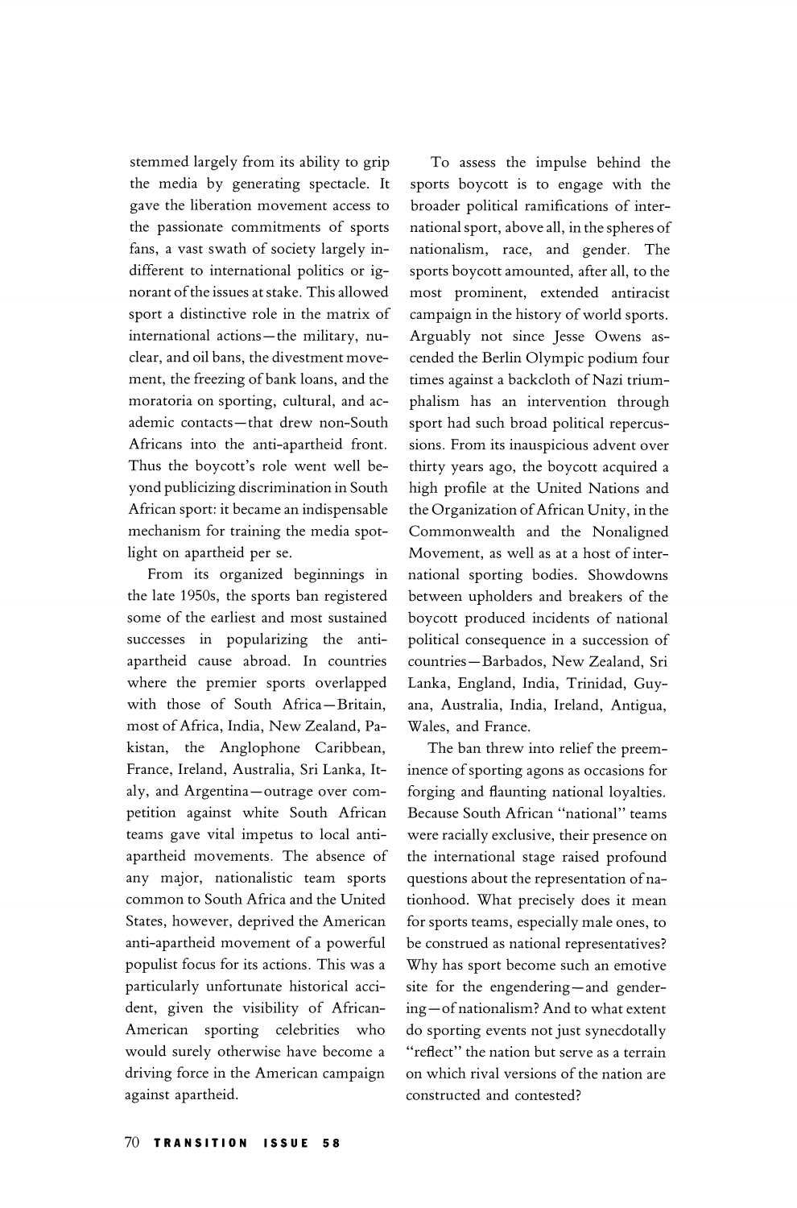stemmed largely from its ability to grip the media by generating spectacle. It gave the liberation movement access to the passionate commitments of sports fans, a vast swath of society largely indifferent to international politics or ignorant of the issues at stake. This allowed sport a distinctive role in the matrix of international actions—the military, nuclear, and oil bans, the divestment movement, the freezing of bank loans, and the moratoria on sporting, cultural, and academic contacts—that drew non-South Africans into the anti-apartheid front. Thus the boycott's role went well beyond publicizing discrimination in South African sport: it became an indispensable mechanism for training the media spotlight on apartheid per se.

From its organized beginnings in the late 1950s, the sports ban registered some of the earliest and most sustained successes in popularizing the anti-apartheid cause abroad. In countries where the premier sports overlapped with those of South Africa—Britain, most of Africa, India, New Zealand, Pakistan, the Anglophone Caribbean, France, Ireland, Australia, Sri Lanka, Italy, and Argentina—outrage over competition against white South African teams gave vital impetus to local anti-apartheid movements. The absence of any major, nationalistic team sports common to South Africa and the United States, however, deprived the American anti-apartheid movement of a powerful populist focus for its actions. This was a particularly unfortunate historical accident, given the visibility of African-American sporting celebrities who would surely otherwise have become a driving force in the American campaign against apartheid.

To assess the impulse behind the sports boycott is to engage with the broader political ramifications of international sport, above all, in the spheres of nationalism, race, and gender. The sports boycott amounted, after all, to the most prominent, extended antiracist campaign in the history of world sports. Arguably not since Jesse Owens ascended the Berlin Olympic podium four times against a backcloth of Nazi triumphalism has an intervention through sport had such broad political repercussions. From its inauspicious advent over thirty years ago, the boycott acquired a high profile at the United Nations and the Organization of African Unity, in the Commonwealth and the Nonaligned Movement, as well as at a host of international sporting bodies. Showdowns between upholders and breakers of the boycott produced incidents of national political consequence in a succession of countries—Barbados, New Zealand, Sri Lanka, England, India, Trinidad, Guyana, Australia, India, Ireland, Antigua, Wales, and France.

The ban threw into relief the preeminence of sporting agons as occasions for forging and flaunting national loyalties. Because South African "national" teams were racially exclusive, their presence on the international stage raised profound questions about the representation of nationhood. What precisely does it mean for sports teams, especially male ones, to be construed as national representatives? Why has sport become such an emotive site for the engendering—and gendering—of nationalism? And to what extent do sporting events not just synecdotally "reflect" the nation but serve as a terrain on which rival versions of the nation are constructed and contested?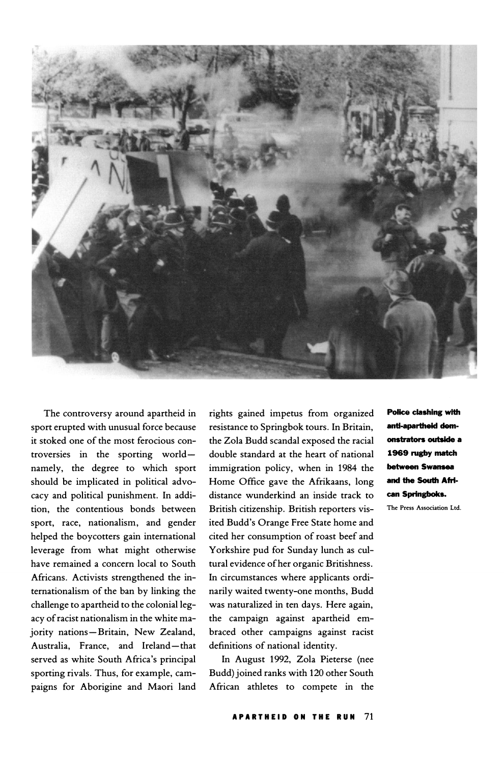The controversy around apartheid in sport erupted with unusual force because it stoked one of the most ferocious controversies in the sporting world—namely, the degree to which sport should be implicated in political advocacy and political punishment. In addition, the contentious bonds between sport, race, nationalism, and gender helped the boycotters gain international leverage from what might otherwise have remained a concern local to South Africans. Activists strengthened the internationalism of the ban by linking the challenge to apartheid to the colonial legacy of racist nationalism in the white majority nations—Britain, New Zealand, Australia, France, and Ireland—that served as white South Africa's principal sporting rivals. Thus, for example, campaigns for Aborigine and Maori land rights gained impetus from organized resistance to Springbok tours. In Britain, the Zola Budd scandal exposed the racial double standard at the heart of national immigration policy, when in 1984 the Home Office gave the Afrikaans, long distance wunderkind an inside track to British citizenship. British reporters visited Budd's Orange Free State home and cited her consumption of roast beef and Yorkshire pud for Sunday lunch as cultural evidence of her organic Britishness. In circumstances where applicants ordinarily waited twenty-one months, Budd was naturalized in ten days. Here again, the campaign against apartheid embraced other campaigns against racist definitions of national identity.

In August 1992, Zola Pieterse (nee Budd) joined ranks with 120 other South African athletes to compete in the

**Police clashing with anti-apartheid demonstrators outside a 1969 rugby match between Swansea and the South African Springboks.**

The Press Association Ltd.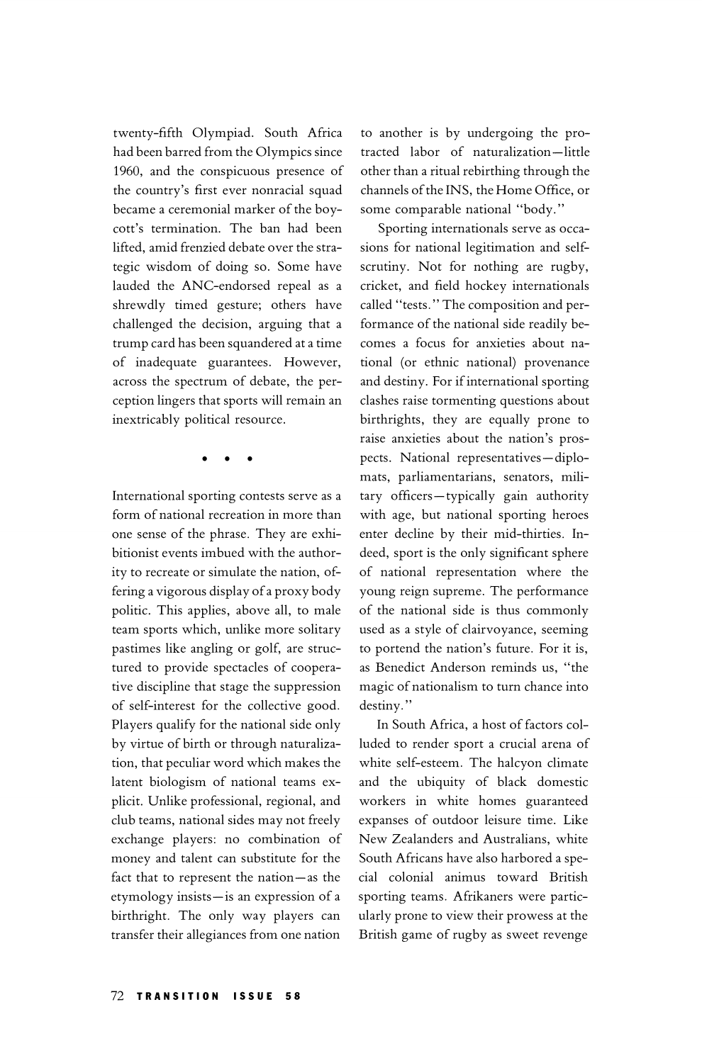twenty-fifth Olympiad. South Africa had been barred from the Olympics since 1960, and the conspicuous presence of the country's first ever nonracial squad became a ceremonial marker of the boycott's termination. The ban had been lifted, amid frenzied debate over the strategic wisdom of doing so. Some have lauded the ANC-endorsed repeal as a shrewdly timed gesture; others have challenged the decision, arguing that a trump card has been squandered at a time of inadequate guarantees. However, across the spectrum of debate, the perception lingers that sports will remain an inextricably political resource.

• • •

International sporting contests serve as a form of national recreation in more than one sense of the phrase. They are exhibitionist events imbued with the authority to recreate or simulate the nation, offering a vigorous display of a proxy body politic. This applies, above all, to male team sports which, unlike more solitary pastimes like angling or golf, are structured to provide spectacles of cooperative discipline that stage the suppression of self-interest for the collective good. Players qualify for the national side only by virtue of birth or through naturalization, that peculiar word which makes the latent biologism of national teams explicit. Unlike professional, regional, and club teams, national sides may not freely exchange players: no combination of money and talent can substitute for the fact that to represent the nation—as the etymology insists—is an expression of a birthright. The only way players can transfer their allegiances from one nation to another is by undergoing the protracted labor of naturalization—little other than a ritual rebirthing through the channels of the INS, the Home Office, or some comparable national "body."

Sporting internationals serve as occasions for national legitimation and self-scrutiny. Not for nothing are rugby, cricket, and field hockey internationals called "tests." The composition and performance of the national side readily becomes a focus for anxieties about national (or ethnic national) provenance and destiny. For if international sporting clashes raise tormenting questions about birthrights, they are equally prone to raise anxieties about the nation's prospects. National representatives—diplomats, parliamentarians, senators, military officers—typically gain authority with age, but national sporting heroes enter decline by their mid-thirties. Indeed, sport is the only significant sphere of national representation where the young reign supreme. The performance of the national side is thus commonly used as a style of clairvoyance, seeming to portend the nation's future. For it is, as Benedict Anderson reminds us, "the magic of nationalism to turn chance into destiny."

In South Africa, a host of factors colluded to render sport a crucial arena of white self-esteem. The halcyon climate and the ubiquity of black domestic workers in white homes guaranteed expanses of outdoor leisure time. Like New Zealanders and Australians, white South Africans have also harbored a special colonial animus toward British sporting teams. Afrikaners were particularly prone to view their prowess at the British game of rugby as sweet revenge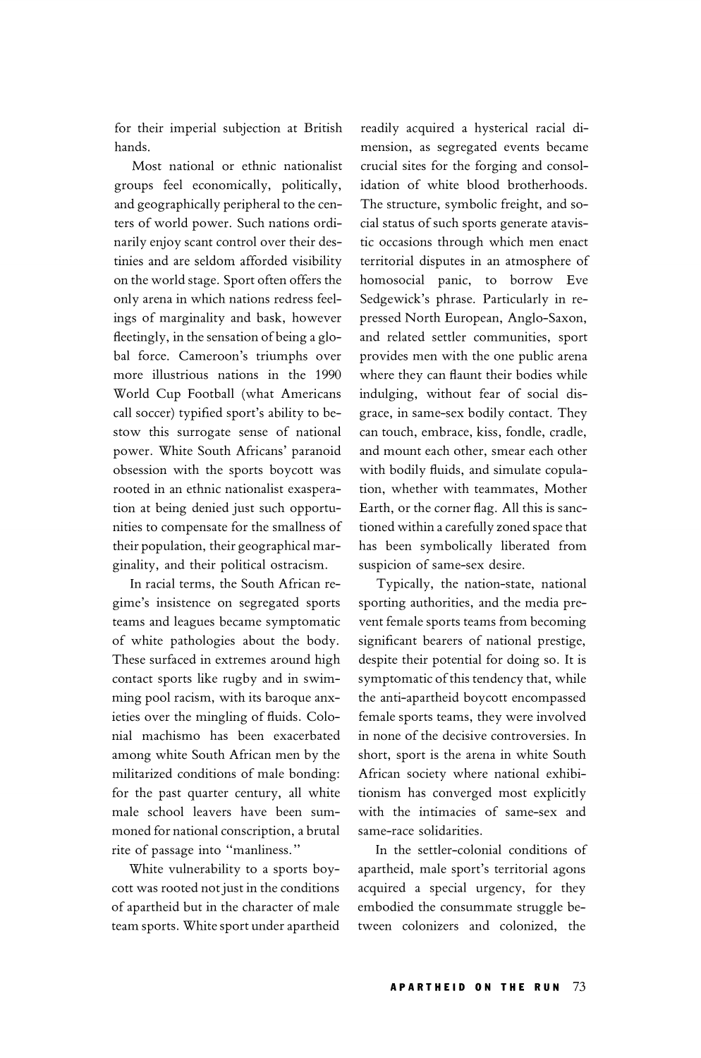for their imperial subjection at British hands.

Most national or ethnic nationalist groups feel economically, politically, and geographically peripheral to the centers of world power. Such nations ordinarily enjoy scant control over their destinies and are seldom afforded visibility on the world stage. Sport often offers the only arena in which nations redress feelings of marginality and bask, however fleetingly, in the sensation of being a global force. Cameroon's triumphs over more illustrious nations in the 1990 World Cup Football (what Americans call soccer) typified sport's ability to bestow this surrogate sense of national power. White South Africans' paranoid obsession with the sports boycott was rooted in an ethnic nationalist exasperation at being denied just such opportunities to compensate for the smallness of their population, their geographical marginality, and their political ostracism.

In racial terms, the South African regime's insistence on segregated sports teams and leagues became symptomatic of white pathologies about the body. These surfaced in extremes around high contact sports like rugby and in swimming pool racism, with its baroque anxieties over the mingling of fluids. Colonial machismo has been exacerbated among white South African men by the militarized conditions of male bonding: for the past quarter century, all white male school leavers have been summoned for national conscription, a brutal rite of passage into "manliness."

White vulnerability to a sports boycott was rooted not just in the conditions of apartheid but in the character of male team sports. White sport under apartheid readily acquired a hysterical racial dimension, as segregated events became crucial sites for the forging and consolidation of white blood brotherhoods. The structure, symbolic freight, and social status of such sports generate atavistic occasions through which men enact territorial disputes in an atmosphere of homosocial panic, to borrow Eve Sedgewick's phrase. Particularly in repressed North European, Anglo-Saxon, and related settler communities, sport provides men with the one public arena where they can flaunt their bodies while indulging, without fear of social disgrace, in same-sex bodily contact. They can touch, embrace, kiss, fondle, cradle, and mount each other, smear each other with bodily fluids, and simulate copulation, whether with teammates, Mother Earth, or the corner flag. All this is sanctioned within a carefully zoned space that has been symbolically liberated from suspicion of same-sex desire.

Typically, the nation-state, national sporting authorities, and the media prevent female sports teams from becoming significant bearers of national prestige, despite their potential for doing so. It is symptomatic of this tendency that, while the anti-apartheid boycott encompassed female sports teams, they were involved in none of the decisive controversies. In short, sport is the arena in white South African society where national exhibitionism has converged most explicitly with the intimacies of same-sex and same-race solidarities.

In the settler-colonial conditions of apartheid, male sport's territorial agons acquired a special urgency, for they embodied the consummate struggle between colonizers and colonized, the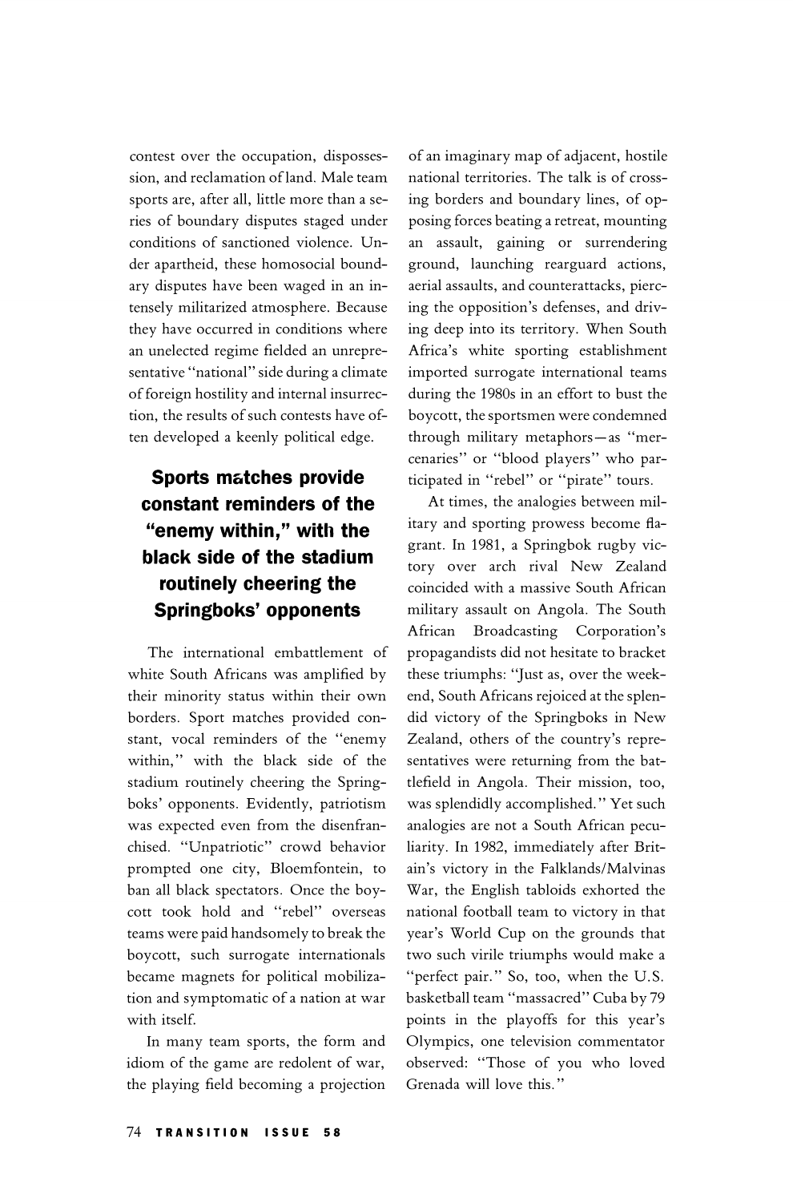contest over the occupation, dispossession, and reclamation of land. Male team sports are, after all, little more than a series of boundary disputes staged under conditions of sanctioned violence. Under apartheid, these homosocial boundary disputes have been waged in an intensely militarized atmosphere. Because they have occurred in conditions where an unelected regime fielded an unrepresentative "national" side during a climate of foreign hostility and internal insurrection, the results of such contests have often developed a keenly political edge.

**Sports matches provide constant reminders of the "enemy within," with the black side of the stadium routinely cheering the Springboks' opponents**

The international embattlement of white South Africans was amplified by their minority status within their own borders. Sport matches provided constant, vocal reminders of the "enemy within," with the black side of the stadium routinely cheering the Springboks' opponents. Evidently, patriotism was expected even from the disenfranchised. "Unpatriotic" crowd behavior prompted one city, Bloemfontein, to ban all black spectators. Once the boycott took hold and "rebel" overseas teams were paid handsomely to break the boycott, such surrogate internationals became magnets for political mobilization and symptomatic of a nation at war with itself.

In many team sports, the form and idiom of the game are redolent of war, the playing field becoming a projection of an imaginary map of adjacent, hostile national territories. The talk is of crossing borders and boundary lines, of opposing forces beating a retreat, mounting an assault, gaining or surrendering ground, launching rearguard actions, aerial assaults, and counterattacks, piercing the opposition's defenses, and driving deep into its territory. When South Africa's white sporting establishment imported surrogate international teams during the 1980s in an effort to bust the boycott, the sportsmen were condemned through military metaphors—as "mercenaries" or "blood players" who participated in "rebel" or "pirate" tours.

At times, the analogies between military and sporting prowess become flagrant. In 1981, a Springbok rugby victory over arch rival New Zealand coincided with a massive South African military assault on Angola. The South African Broadcasting Corporation's propagandists did not hesitate to bracket these triumphs: "Just as, over the weekend, South Africans rejoiced at the splendid victory of the Springboks in New Zealand, others of the country's representatives were returning from the battlefield in Angola. Their mission, too, was splendidly accomplished." Yet such analogies are not a South African peculiarity. In 1982, immediately after Britain's victory in the Falklands/Malvinas War, the English tabloids exhorted the national football team to victory in that year's World Cup on the grounds that two such virile triumphs would make a "perfect pair." So, too, when the U.S. basketball team "massacred" Cuba by 79 points in the playoffs for this year's Olympics, one television commentator observed: "Those of you who loved Grenada will love this."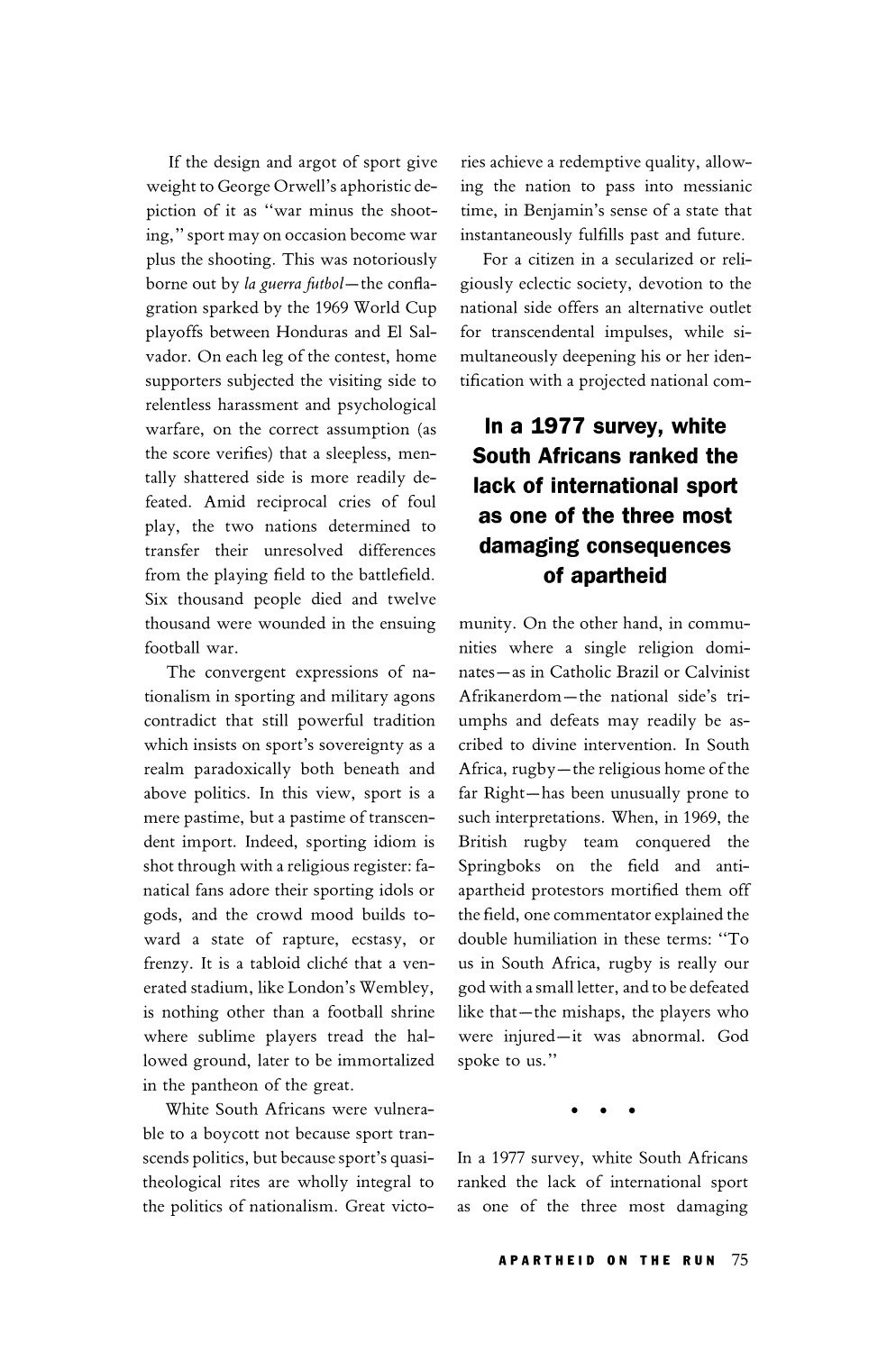If the design and argot of sport give weight to George Orwell's aphoristic depiction of it as "war minus the shooting," sport may on occasion become war plus the shooting. This was notoriously borne out by *la guerra futbol*—the conflagration sparked by the 1969 World Cup playoffs between Honduras and El Salvador. On each leg of the contest, home supporters subjected the visiting side to relentless harassment and psychological warfare, on the correct assumption (as the score verifies) that a sleepless, mentally shattered side is more readily defeated. Amid reciprocal cries of foul play, the two nations determined to transfer their unresolved differences from the playing field to the battlefield. Six thousand people died and twelve thousand were wounded in the ensuing football war.

The convergent expressions of nationalism in sporting and military agons contradict that still powerful tradition which insists on sport's sovereignty as a realm paradoxically both beneath and above politics. In this view, sport is a mere pastime, but a pastime of transcendent import. Indeed, sporting idiom is shot through with a religious register: fanatical fans adore their sporting idols or gods, and the crowd mood builds toward a state of rapture, ecstasy, or frenzy. It is a tabloid cliché that a venerated stadium, like London's Wembley, is nothing other than a football shrine where sublime players tread the hallowed ground, later to be immortalized in the pantheon of the great.

White South Africans were vulnerable to a boycott not because sport transcends politics, but because sport's quasi-theological rites are wholly integral to the politics of nationalism. Great victories achieve a redemptive quality, allowing the nation to pass into messianic time, in Benjamin's sense of a state that instantaneously fulfills past and future.

For a citizen in a secularized or religiously eclectic society, devotion to the national side offers an alternative outlet for transcendental impulses, while simultaneously deepening his or her identification with a projected national community. On the other hand, in communities where a single religion dominates—as in Catholic Brazil or Calvinist Afrikanerdom—the national side's triumphs and defeats may readily be ascribed to divine intervention. In South Africa, rugby—the religious home of the far Right—has been unusually prone to such interpretations. When, in 1969, the British rugby team conquered the Springboks on the field and anti-apartheid protestors mortified them off the field, one commentator explained the double humiliation in these terms: "To us in South Africa, rugby is really our god with a small letter, and to be defeated like that—the mishaps, the players who were injured—it was abnormal. God spoke to us."

**In a 1977 survey, white South Africans ranked the lack of international sport as one of the three most damaging consequences of apartheid**

• • •

In a 1977 survey, white South Africans ranked the lack of international sport as one of the three most damaging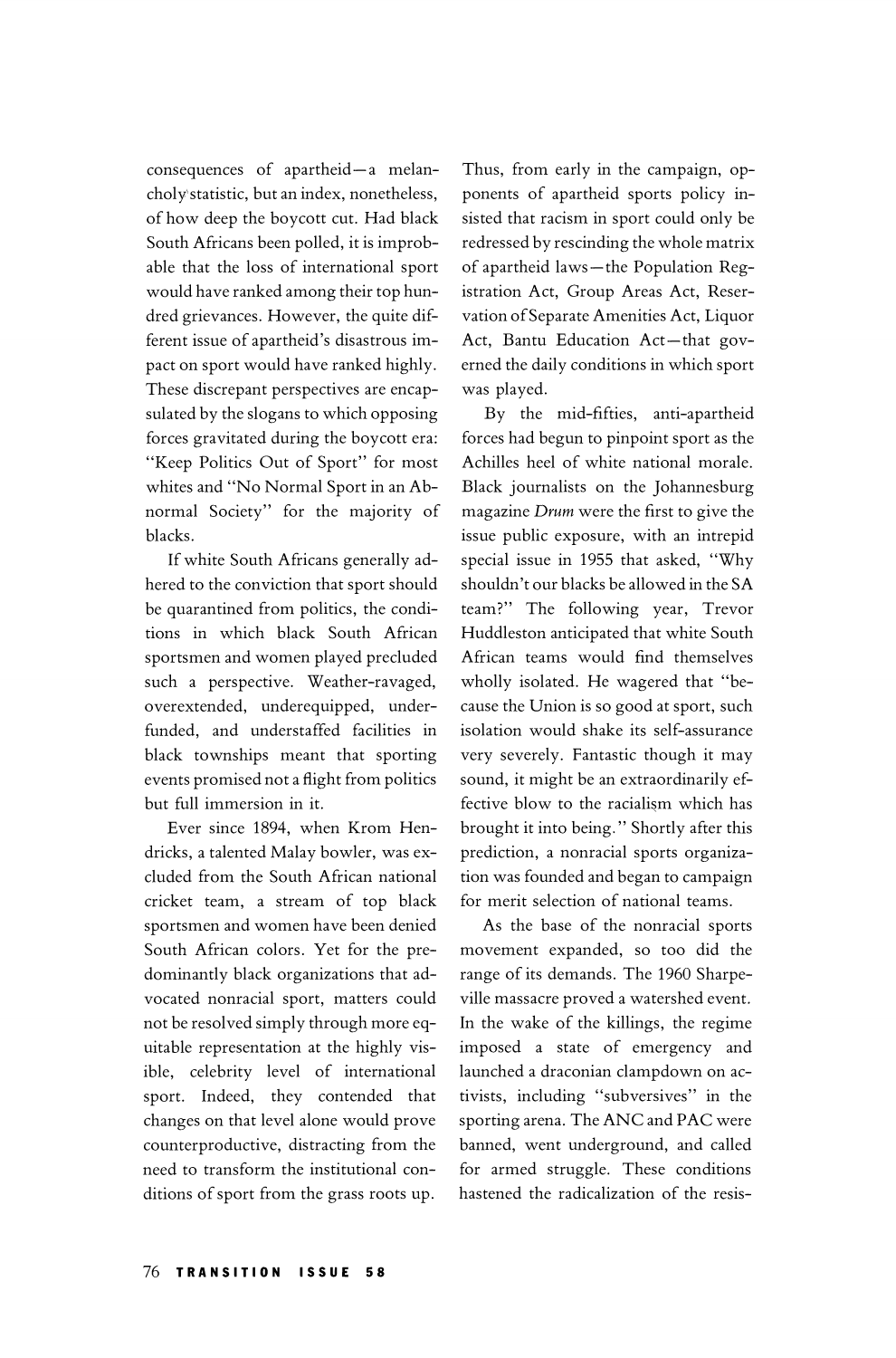consequences of apartheid—a melancholy statistic, but an index, nonetheless, of how deep the boycott cut. Had black South Africans been polled, it is improbable that the loss of international sport would have ranked among their top hundred grievances. However, the quite different issue of apartheid's disastrous impact on sport would have ranked highly. These discrepant perspectives are encapsulated by the slogans to which opposing forces gravitated during the boycott era: "Keep Politics Out of Sport" for most whites and "No Normal Sport in an Abnormal Society" for the majority of blacks.

If white South Africans generally adhered to the conviction that sport should be quarantined from politics, the conditions in which black South African sportsmen and women played precluded such a perspective. Weather-ravaged, overextended, underequipped, underfunded, and understaffed facilities in black townships meant that sporting events promised not a flight from politics but full immersion in it.

Ever since 1894, when Krom Hendricks, a talented Malay bowler, was excluded from the South African national cricket team, a stream of top black sportsmen and women have been denied South African colors. Yet for the predominantly black organizations that advocated nonracial sport, matters could not be resolved simply through more equitable representation at the highly visible, celebrity level of international sport. Indeed, they contended that changes on that level alone would prove counterproductive, distracting from the need to transform the institutional conditions of sport from the grass roots up. Thus, from early in the campaign, opponents of apartheid sports policy insisted that racism in sport could only be redressed by rescinding the whole matrix of apartheid laws—the Population Registration Act, Group Areas Act, Reservation of Separate Amenities Act, Liquor Act, Bantu Education Act—that governed the daily conditions in which sport was played.

By the mid-fifties, anti-apartheid forces had begun to pinpoint sport as the Achilles heel of white national morale. Black journalists on the Johannesburg magazine *Drum* were the first to give the issue public exposure, with an intrepid special issue in 1955 that asked, "Why shouldn't our blacks be allowed in the SA team?" The following year, Trevor Huddleston anticipated that white South African teams would find themselves wholly isolated. He wagered that "because the Union is so good at sport, such isolation would shake its self-assurance very severely. Fantastic though it may sound, it might be an extraordinarily effective blow to the racialism which has brought it into being." Shortly after this prediction, a nonracial sports organization was founded and began to campaign for merit selection of national teams.

As the base of the nonracial sports movement expanded, so too did the range of its demands. The 1960 Sharpeville massacre proved a watershed event. In the wake of the killings, the regime imposed a state of emergency and launched a draconian clampdown on activists, including "subversives" in the sporting arena. The ANC and PAC were banned, went underground, and called for armed struggle. These conditions hastened the radicalization of the resis-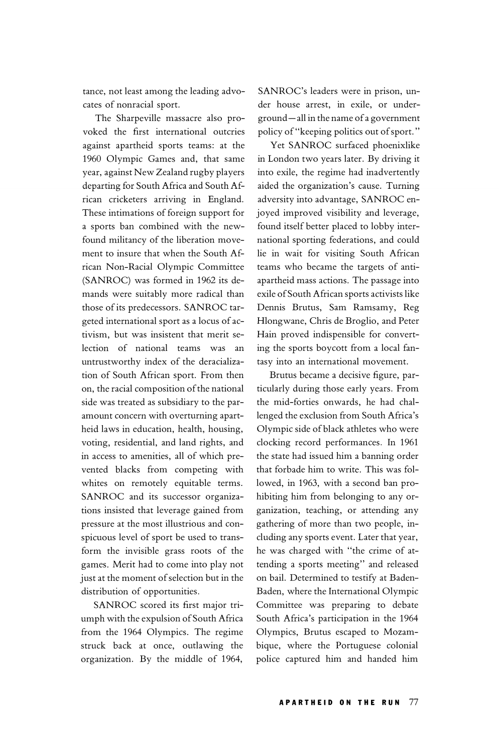tance, not least among the leading advocates of nonracial sport.

The Sharpeville massacre also provoked the first international outcries against apartheid sports teams: at the 1960 Olympic Games and, that same year, against New Zealand rugby players departing for South Africa and South African cricketers arriving in England. These intimations of foreign support for a sports ban combined with the newfound militancy of the liberation movement to insure that when the South African Non-Racial Olympic Committee (SANROC) was formed in 1962 its demands were suitably more radical than those of its predecessors. SANROC targeted international sport as a locus of activism, but was insistent that merit selection of national teams was an untrustworthy index of the deracialization of South African sport. From then on, the racial composition of the national side was treated as subsidiary to the paramount concern with overturning apartheid laws in education, health, housing, voting, residential, and land rights, and in access to amenities, all of which prevented blacks from competing with whites on remotely equitable terms. SANROC and its successor organizations insisted that leverage gained from pressure at the most illustrious and conspicuous level of sport be used to transform the invisible grass roots of the games. Merit had to come into play not just at the moment of selection but in the distribution of opportunities.

SANROC scored its first major triumph with the expulsion of South Africa from the 1964 Olympics. The regime struck back at once, outlawing the organization. By the middle of 1964, SANROC's leaders were in prison, under house arrest, in exile, or underground—all in the name of a government policy of "keeping politics out of sport."

Yet SANROC surfaced phoenixlike in London two years later. By driving it into exile, the regime had inadvertently aided the organization's cause. Turning adversity into advantage, SANROC enjoyed improved visibility and leverage, found itself better placed to lobby international sporting federations, and could lie in wait for visiting South African teams who became the targets of anti-apartheid mass actions. The passage into exile of South African sports activists like Dennis Brutus, Sam Ramsamy, Reg Hlongwane, Chris de Broglio, and Peter Hain proved indispensible for converting the sports boycott from a local fantasy into an international movement.

Brutus became a decisive figure, particularly during those early years. From the mid-forties onwards, he had challenged the exclusion from South Africa's Olympic side of black athletes who were clocking record performances. In 1961 the state had issued him a banning order that forbade him to write. This was followed, in 1963, with a second ban prohibiting him from belonging to any organization, teaching, or attending any gathering of more than two people, including any sports event. Later that year, he was charged with "the crime of attending a sports meeting" and released on bail. Determined to testify at Baden-Baden, where the International Olympic Committee was preparing to debate South Africa's participation in the 1964 Olympics, Brutus escaped to Mozambique, where the Portuguese colonial police captured him and handed him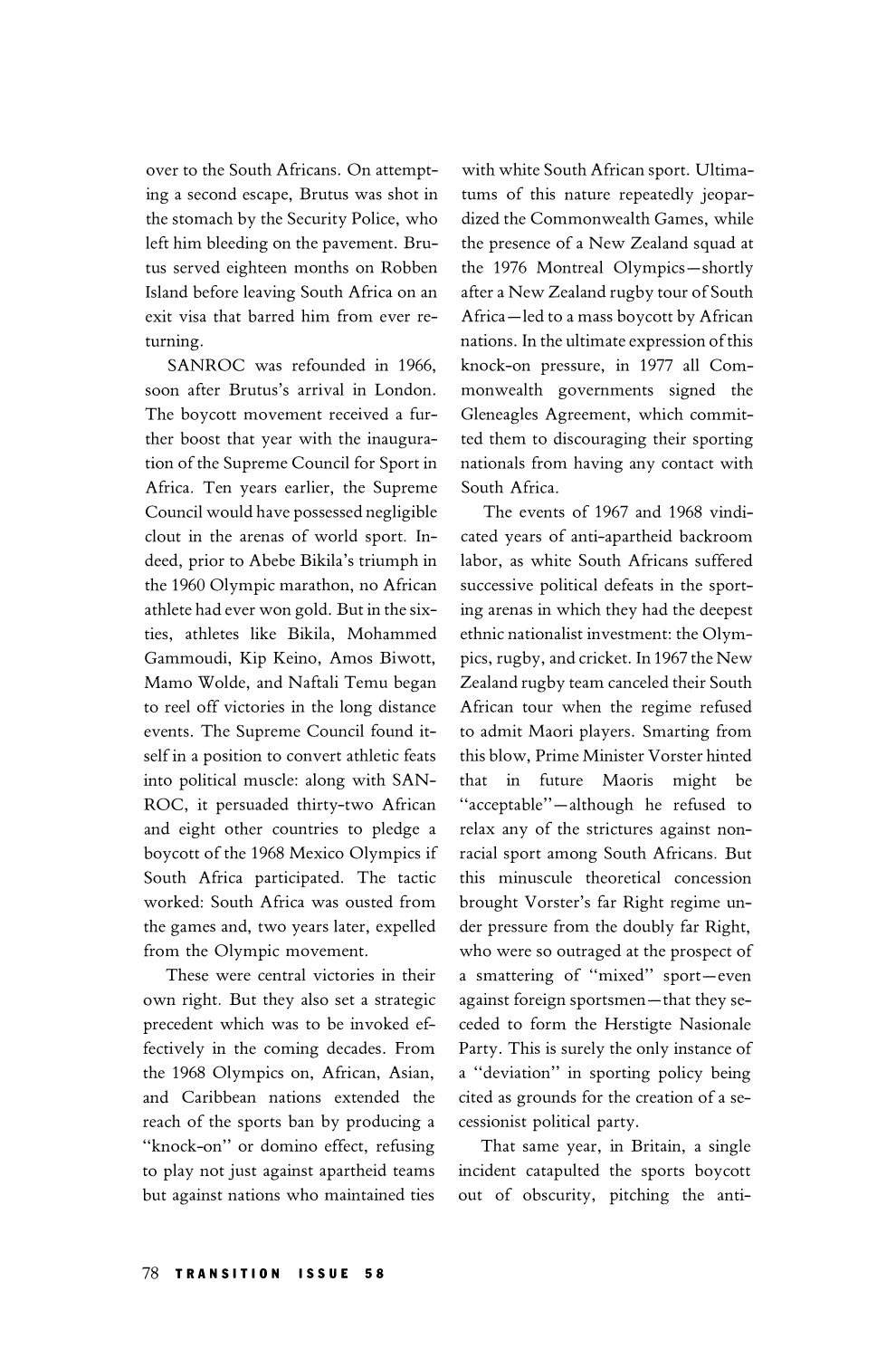over to the South Africans. On attempting a second escape, Brutus was shot in the stomach by the Security Police, who left him bleeding on the pavement. Brutus served eighteen months on Robben Island before leaving South Africa on an exit visa that barred him from ever returning.

SANROC was refounded in 1966, soon after Brutus's arrival in London. The boycott movement received a further boost that year with the inauguration of the Supreme Council for Sport in Africa. Ten years earlier, the Supreme Council would have possessed negligible clout in the arenas of world sport. Indeed, prior to Abebe Bikila's triumph in the 1960 Olympic marathon, no African athlete had ever won gold. But in the sixties, athletes like Bikila, Mohammed Gammoudi, Kip Keino, Amos Biwott, Mamo Wolde, and Naftali Temu began to reel off victories in the long distance events. The Supreme Council found itself in a position to convert athletic feats into political muscle: along with SANROC, it persuaded thirty-two African and eight other countries to pledge a boycott of the 1968 Mexico Olympics if South Africa participated. The tactic worked: South Africa was ousted from the games and, two years later, expelled from the Olympic movement.

These were central victories in their own right. But they also set a strategic precedent which was to be invoked effectively in the coming decades. From the 1968 Olympics on, African, Asian, and Caribbean nations extended the reach of the sports ban by producing a "knock-on" or domino effect, refusing to play not just against apartheid teams but against nations who maintained ties with white South African sport. Ultimatums of this nature repeatedly jeopardized the Commonwealth Games, while the presence of a New Zealand squad at the 1976 Montreal Olympics—shortly after a New Zealand rugby tour of South Africa—led to a mass boycott by African nations. In the ultimate expression of this knock-on pressure, in 1977 all Commonwealth governments signed the Gleneagles Agreement, which committed them to discouraging their sporting nationals from having any contact with South Africa.

The events of 1967 and 1968 vindicated years of anti-apartheid backroom labor, as white South Africans suffered successive political defeats in the sporting arenas in which they had the deepest ethnic nationalist investment: the Olympics, rugby, and cricket. In 1967 the New Zealand rugby team canceled their South African tour when the regime refused to admit Maori players. Smarting from this blow, Prime Minister Vorster hinted that in future Maoris might be "acceptable"—although he refused to relax any of the strictures against nonracial sport among South Africans. But this minuscule theoretical concession brought Vorster's far Right regime under pressure from the doubly far Right, who were so outraged at the prospect of a smattering of "mixed" sport—even against foreign sportsmen—that they seceded to form the Herstigte Nasionale Party. This is surely the only instance of a "deviation" in sporting policy being cited as grounds for the creation of a secessionist political party.

That same year, in Britain, a single incident catapulted the sports boycott out of obscurity, pitching the anti-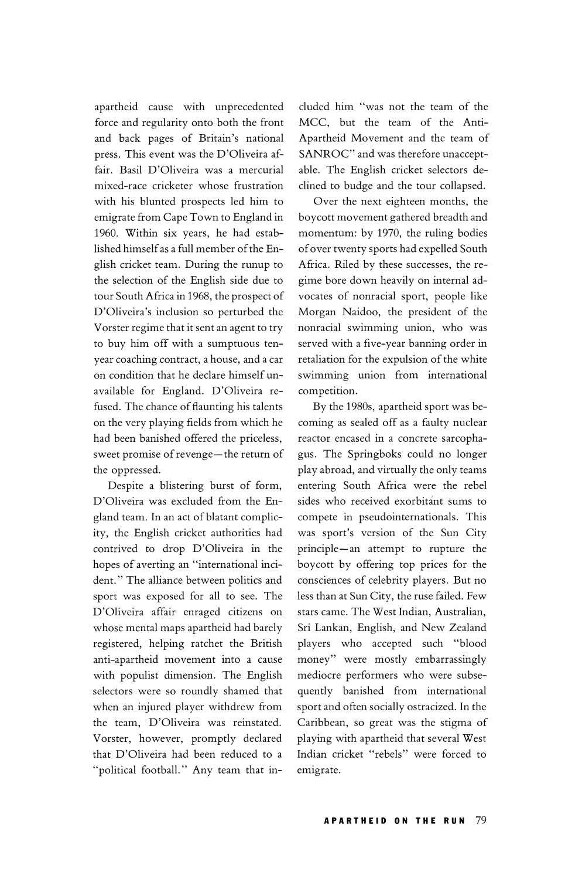apartheid cause with unprecedented force and regularity onto both the front and back pages of Britain's national press. This event was the D'Oliveira affair. Basil D'Oliveira was a mercurial mixed-race cricketer whose frustration with his blunted prospects led him to emigrate from Cape Town to England in 1960. Within six years, he had established himself as a full member of the English cricket team. During the runup to the selection of the English side due to tour South Africa in 1968, the prospect of D'Oliveira's inclusion so perturbed the Vorster regime that it sent an agent to try to buy him off with a sumptuous ten-year coaching contract, a house, and a car on condition that he declare himself unavailable for England. D'Oliveira refused. The chance of flaunting his talents on the very playing fields from which he had been banished offered the priceless, sweet promise of revenge—the return of the oppressed.

Despite a blistering burst of form, D'Oliveira was excluded from the England team. In an act of blatant complicity, the English cricket authorities had contrived to drop D'Oliveira in the hopes of averting an "international incident." The alliance between politics and sport was exposed for all to see. The D'Oliveira affair enraged citizens on whose mental maps apartheid had barely registered, helping ratchet the British anti-apartheid movement into a cause with populist dimension. The English selectors were so roundly shamed that when an injured player withdrew from the team, D'Oliveira was reinstated. Vorster, however, promptly declared that D'Oliveira had been reduced to a "political football." Any team that included him "was not the team of the MCC, but the team of the Anti-Apartheid Movement and the team of SANROC" and was therefore unacceptable. The English cricket selectors declined to budge and the tour collapsed.

Over the next eighteen months, the boycott movement gathered breadth and momentum: by 1970, the ruling bodies of over twenty sports had expelled South Africa. Riled by these successes, the regime bore down heavily on internal advocates of nonracial sport, people like Morgan Naidoo, the president of the nonracial swimming union, who was served with a five-year banning order in retaliation for the expulsion of the white swimming union from international competition.

By the 1980s, apartheid sport was becoming as sealed off as a faulty nuclear reactor encased in a concrete sarcophagus. The Springboks could no longer play abroad, and virtually the only teams entering South Africa were the rebel sides who received exorbitant sums to compete in pseudointernationals. This was sport's version of the Sun City principle—an attempt to rupture the boycott by offering top prices for the consciences of celebrity players. But no less than at Sun City, the ruse failed. Few stars came. The West Indian, Australian, Sri Lankan, English, and New Zealand players who accepted such "blood money" were mostly embarrassingly mediocre performers who were subsequently banished from international sport and often socially ostracized. In the Caribbean, so great was the stigma of playing with apartheid that several West Indian cricket "rebels" were forced to emigrate.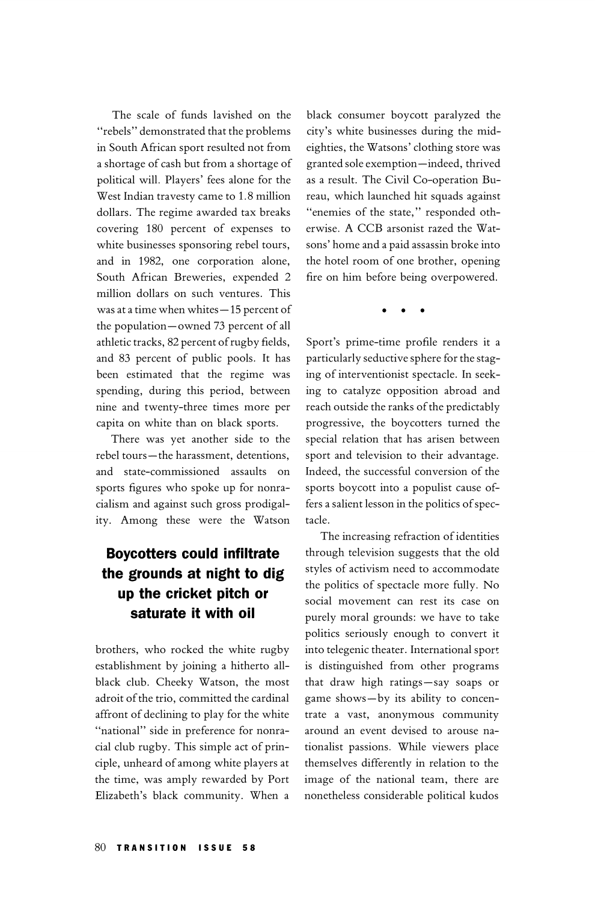The scale of funds lavished on the "rebels" demonstrated that the problems in South African sport resulted not from a shortage of cash but from a shortage of political will. Players' fees alone for the West Indian travesty came to 1.8 million dollars. The regime awarded tax breaks covering 180 percent of expenses to white businesses sponsoring rebel tours, and in 1982, one corporation alone, South African Breweries, expended 2 million dollars on such ventures. This was at a time when whites—15 percent of the population—owned 73 percent of all athletic tracks, 82 percent of rugby fields, and 83 percent of public pools. It has been estimated that the regime was spending, during this period, between nine and twenty-three times more per capita on white than on black sports.

There was yet another side to the rebel tours—the harassment, detentions, and state-commissioned assaults on sports figures who spoke up for nonracialism and against such gross prodigality. Among these were the Watson brothers, who rocked the white rugby establishment by joining a hitherto all-black club. Cheeky Watson, the most adroit of the trio, committed the cardinal affront of declining to play for the white "national" side in preference for nonracial club rugby. This simple act of principle, unheard of among white players at the time, was amply rewarded by Port Elizabeth's black community. When a black consumer boycott paralyzed the city's white businesses during the mid-eighties, the Watsons' clothing store was granted sole exemption—indeed, thrived as a result. The Civil Co-operation Bureau, which launched hit squads against "enemies of the state," responded otherwise. A CCB arsonist razed the Watsons' home and a paid assassin broke into the hotel room of one brother, opening fire on him before being overpowered.

**Boycotters could infiltrate the grounds at night to dig up the cricket pitch or saturate it with oil**

• • •

Sport's prime-time profile renders it a particularly seductive sphere for the staging of interventionist spectacle. In seeking to catalyze opposition abroad and reach outside the ranks of the predictably progressive, the boycotters turned the special relation that has arisen between sport and television to their advantage. Indeed, the successful conversion of the sports boycott into a populist cause offers a salient lesson in the politics of spectacle.

The increasing refraction of identities through television suggests that the old styles of activism need to accommodate the politics of spectacle more fully. No social movement can rest its case on purely moral grounds: we have to take politics seriously enough to convert it into telegenic theater. International sport is distinguished from other programs that draw high ratings—say soaps or game shows—by its ability to concentrate a vast, anonymous community around an event devised to arouse nationalist passions. While viewers place themselves differently in relation to the image of the national team, there are nonetheless considerable political kudos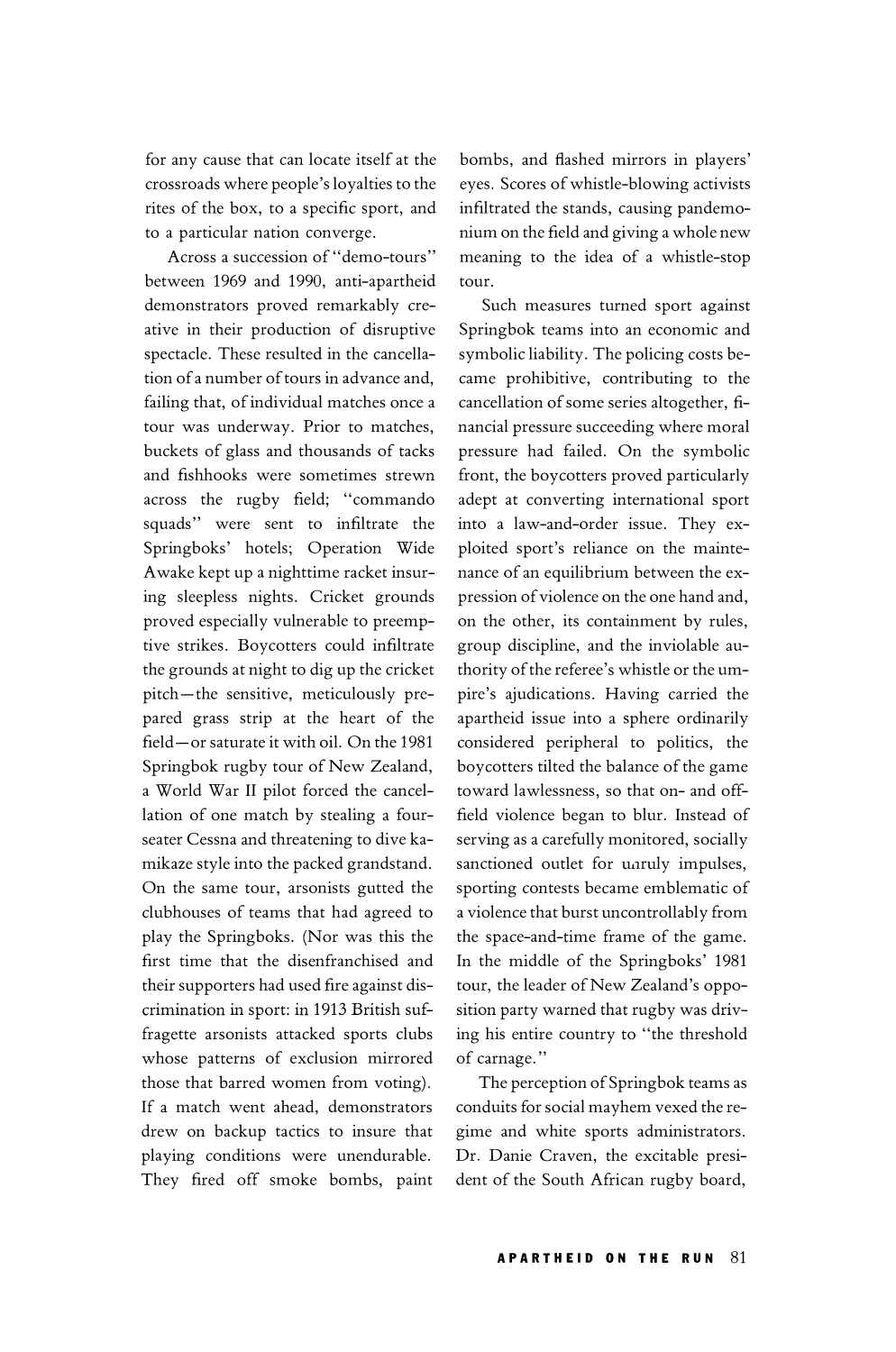for any cause that can locate itself at the crossroads where people's loyalties to the rites of the box, to a specific sport, and to a particular nation converge.

Across a succession of "demo-tours" between 1969 and 1990, anti-apartheid demonstrators proved remarkably creative in their production of disruptive spectacle. These resulted in the cancellation of a number of tours in advance and, failing that, of individual matches once a tour was underway. Prior to matches, buckets of glass and thousands of tacks and fishhooks were sometimes strewn across the rugby field; "commando squads" were sent to infiltrate the Springboks' hotels; Operation Wide Awake kept up a nighttime racket insuring sleepless nights. Cricket grounds proved especially vulnerable to preemptive strikes. Boycotters could infiltrate the grounds at night to dig up the cricket pitch—the sensitive, meticulously prepared grass strip at the heart of the field—or saturate it with oil. On the 1981 Springbok rugby tour of New Zealand, a World War II pilot forced the cancellation of one match by stealing a four-seater Cessna and threatening to dive kamikaze style into the packed grandstand. On the same tour, arsonists gutted the clubhouses of teams that had agreed to play the Springboks. (Nor was this the first time that the disenfranchised and their supporters had used fire against discrimination in sport: in 1913 British suffragette arsonists attacked sports clubs whose patterns of exclusion mirrored those that barred women from voting). If a match went ahead, demonstrators drew on backup tactics to insure that playing conditions were unendurable. They fired off smoke bombs, paint bombs, and flashed mirrors in players' eyes. Scores of whistle-blowing activists infiltrated the stands, causing pandemonium on the field and giving a whole new meaning to the idea of a whistle-stop tour.

Such measures turned sport against Springbok teams into an economic and symbolic liability. The policing costs became prohibitive, contributing to the cancellation of some series altogether, financial pressure succeeding where moral pressure had failed. On the symbolic front, the boycotters proved particularly adept at converting international sport into a law-and-order issue. They exploited sport's reliance on the maintenance of an equilibrium between the expression of violence on the one hand and, on the other, its containment by rules, group discipline, and the inviolable authority of the referee's whistle or the umpire's ajudications. Having carried the apartheid issue into a sphere ordinarily considered peripheral to politics, the boycotters tilted the balance of the game toward lawlessness, so that on- and off-field violence began to blur. Instead of serving as a carefully monitored, socially sanctioned outlet for unruly impulses, sporting contests became emblematic of a violence that burst uncontrollably from the space-and-time frame of the game. In the middle of the Springboks' 1981 tour, the leader of New Zealand's opposition party warned that rugby was driving his entire country to "the threshold of carnage."

The perception of Springbok teams as conduits for social mayhem vexed the regime and white sports administrators. Dr. Danie Craven, the excitable president of the South African rugby board,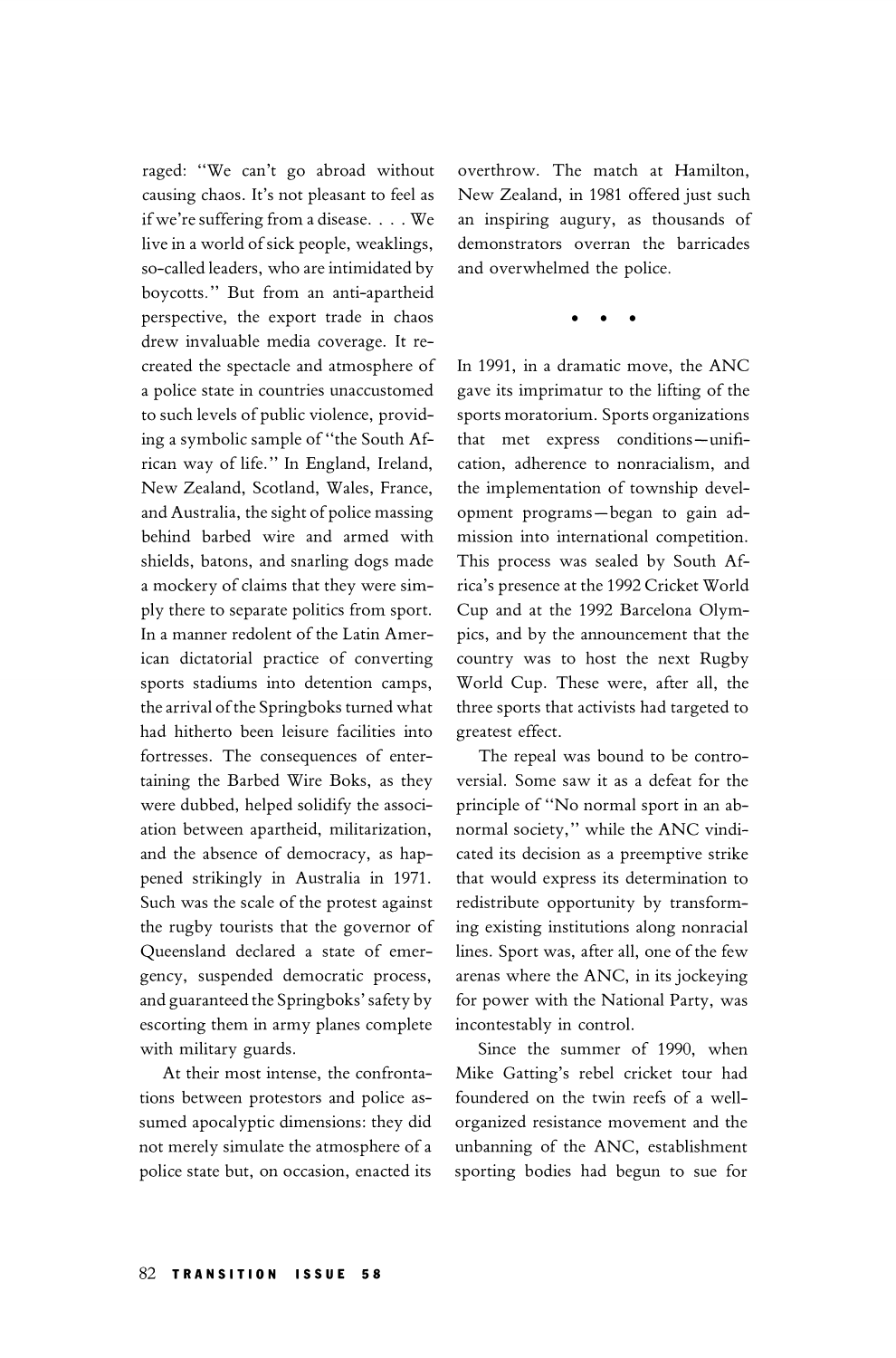raged: "We can't go abroad without causing chaos. It's not pleasant to feel as if we're suffering from a disease. . . . We live in a world of sick people, weaklings, so-called leaders, who are intimidated by boycotts." But from an anti-apartheid perspective, the export trade in chaos drew invaluable media coverage. It recreated the spectacle and atmosphere of a police state in countries unaccustomed to such levels of public violence, providing a symbolic sample of "the South African way of life." In England, Ireland, New Zealand, Scotland, Wales, France, and Australia, the sight of police massing behind barbed wire and armed with shields, batons, and snarling dogs made a mockery of claims that they were simply there to separate politics from sport. In a manner redolent of the Latin American dictatorial practice of converting sports stadiums into detention camps, the arrival of the Springboks turned what had hitherto been leisure facilities into fortresses. The consequences of entertaining the Barbed Wire Boks, as they were dubbed, helped solidify the association between apartheid, militarization, and the absence of democracy, as happened strikingly in Australia in 1971. Such was the scale of the protest against the rugby tourists that the governor of Queensland declared a state of emergency, suspended democratic process, and guaranteed the Springboks' safety by escorting them in army planes complete with military guards.

At their most intense, the confrontations between protestors and police assumed apocalyptic dimensions: they did not merely simulate the atmosphere of a police state but, on occasion, enacted its overthrow. The match at Hamilton, New Zealand, in 1981 offered just such an inspiring augury, as thousands of demonstrators overran the barricades and overwhelmed the police.

• • •

In 1991, in a dramatic move, the ANC gave its imprimatur to the lifting of the sports moratorium. Sports organizations that met express conditions—unification, adherence to nonracialism, and the implementation of township development programs—began to gain admission into international competition. This process was sealed by South Africa's presence at the 1992 Cricket World Cup and at the 1992 Barcelona Olympics, and by the announcement that the country was to host the next Rugby World Cup. These were, after all, the three sports that activists had targeted to greatest effect.

The repeal was bound to be controversial. Some saw it as a defeat for the principle of "No normal sport in an abnormal society," while the ANC vindicated its decision as a preemptive strike that would express its determination to redistribute opportunity by transforming existing institutions along nonracial lines. Sport was, after all, one of the few arenas where the ANC, in its jockeying for power with the National Party, was incontestably in control.

Since the summer of 1990, when Mike Gatting's rebel cricket tour had foundered on the twin reefs of a well-organized resistance movement and the unbanning of the ANC, establishment sporting bodies had begun to sue for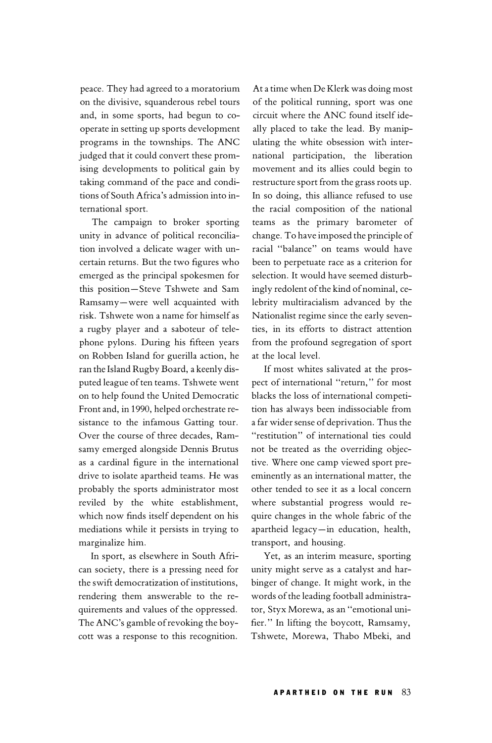peace. They had agreed to a moratorium on the divisive, squanderous rebel tours and, in some sports, had begun to cooperate in setting up sports development programs in the townships. The ANC judged that it could convert these promising developments to political gain by taking command of the pace and conditions of South Africa's admission into international sport.

The campaign to broker sporting unity in advance of political reconciliation involved a delicate wager with uncertain returns. But the two figures who emerged as the principal spokesmen for this position—Steve Tshwete and Sam Ramsamy—were well acquainted with risk. Tshwete won a name for himself as a rugby player and a saboteur of telephone pylons. During his fifteen years on Robben Island for guerilla action, he ran the Island Rugby Board, a keenly disputed league of ten teams. Tshwete went on to help found the United Democratic Front and, in 1990, helped orchestrate resistance to the infamous Gatting tour. Over the course of three decades, Ramsamy emerged alongside Dennis Brutus as a cardinal figure in the international drive to isolate apartheid teams. He was probably the sports administrator most reviled by the white establishment, which now finds itself dependent on his mediations while it persists in trying to marginalize him.

In sport, as elsewhere in South African society, there is a pressing need for the swift democratization of institutions, rendering them answerable to the requirements and values of the oppressed. The ANC's gamble of revoking the boycott was a response to this recognition. At a time when De Klerk was doing most of the political running, sport was one circuit where the ANC found itself ideally placed to take the lead. By manipulating the white obsession with international participation, the liberation movement and its allies could begin to restructure sport from the grass roots up. In so doing, this alliance refused to use the racial composition of the national teams as the primary barometer of change. To have imposed the principle of racial "balance" on teams would have been to perpetuate race as a criterion for selection. It would have seemed disturbingly redolent of the kind of nominal, celebrity multiracialism advanced by the Nationalist regime since the early seventies, in its efforts to distract attention from the profound segregation of sport at the local level.

If most whites salivated at the prospect of international "return," for most blacks the loss of international competition has always been indissociable from a far wider sense of deprivation. Thus the "restitution" of international ties could not be treated as the overriding objective. Where one camp viewed sport preeminently as an international matter, the other tended to see it as a local concern where substantial progress would require changes in the whole fabric of the apartheid legacy—in education, health, transport, and housing.

Yet, as an interim measure, sporting unity might serve as a catalyst and harbinger of change. It might work, in the words of the leading football administrator, Styx Morewa, as an "emotional unifier." In lifting the boycott, Ramsamy, Tshwete, Morewa, Thabo Mbeki, and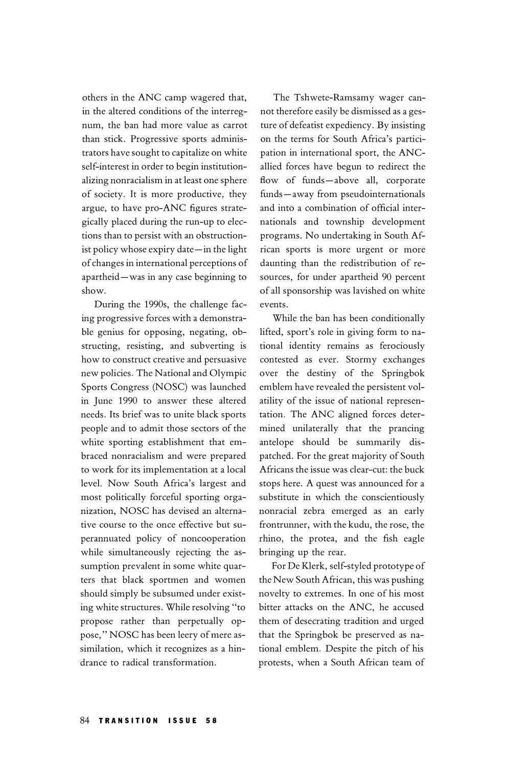others in the ANC camp wagered that, in the altered conditions of the interregnum, the ban had more value as carrot than stick. Progressive sports administrators have sought to capitalize on white self-interest in order to begin institutionalizing nonracialism in at least one sphere of society. It is more productive, they argue, to have pro-ANC figures strategically placed during the run-up to elections than to persist with an obstructionist policy whose expiry date—in the light of changes in international perceptions of apartheid—was in any case beginning to show.

During the 1990s, the challenge facing progressive forces with a demonstrable genius for opposing, negating, obstructing, resisting, and subverting is how to construct creative and persuasive new policies. The National and Olympic Sports Congress (NOSC) was launched in June 1990 to answer these altered needs. Its brief was to unite black sports people and to admit those sectors of the white sporting establishment that embraced nonracialism and were prepared to work for its implementation at a local level. Now South Africa's largest and most politically forceful sporting organization, NOSC has devised an alternative course to the once effective but superannuated policy of noncooperation while simultaneously rejecting the assumption prevalent in some white quarters that black sportsmen and women should simply be subsumed under existing white structures. While resolving "to propose rather than perpetually oppose," NOSC has been leery of mere assimilation, which it recognizes as a hindrance to radical transformation.

The Tshwete-Ramsamy wager cannot therefore easily be dismissed as a gesture of defeatist expediency. By insisting on the terms for South Africa's participation in international sport, the ANC-allied forces have begun to redirect the flow of funds—above all, corporate funds—away from pseudointernationals and into a combination of official internationals and township development programs. No undertaking in South African sports is more urgent or more daunting than the redistribution of resources, for under apartheid 90 percent of all sponsorship was lavished on white events.

While the ban has been conditionally lifted, sport's role in giving form to national identity remains as ferociously contested as ever. Stormy exchanges over the destiny of the Springbok emblem have revealed the persistent volatility of the issue of national representation. The ANC aligned forces determined unilaterally that the prancing antelope should be summarily dispatched. For the great majority of South Africans the issue was clear-cut: the buck stops here. A quest was announced for a substitute in which the conscientiously nonracial zebra emerged as an early frontrunner, with the kudu, the rose, the rhino, the protea, and the fish eagle bringing up the rear.

For De Klerk, self-styled prototype of the New South African, this was pushing novelty to extremes. In one of his most bitter attacks on the ANC, he accused them of desecrating tradition and urged that the Springbok be preserved as national emblem. Despite the pitch of his protests, when a South African team of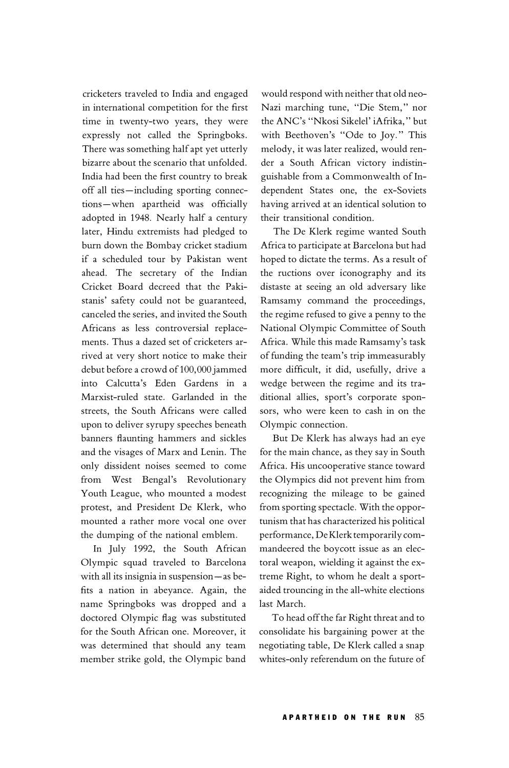cricketers traveled to India and engaged in international competition for the first time in twenty-two years, they were expressly not called the Springboks. There was something half apt yet utterly bizarre about the scenario that unfolded. India had been the first country to break off all ties—including sporting connections—when apartheid was officially adopted in 1948. Nearly half a century later, Hindu extremists had pledged to burn down the Bombay cricket stadium if a scheduled tour by Pakistan went ahead. The secretary of the Indian Cricket Board decreed that the Pakistanis' safety could not be guaranteed, canceled the series, and invited the South Africans as less controversial replacements. Thus a dazed set of cricketers arrived at very short notice to make their debut before a crowd of 100,000 jammed into Calcutta's Eden Gardens in a Marxist-ruled state. Garlanded in the streets, the South Africans were called upon to deliver syrupy speeches beneath banners flaunting hammers and sickles and the visages of Marx and Lenin. The only dissident noises seemed to come from West Bengal's Revolutionary Youth League, who mounted a modest protest, and President De Klerk, who mounted a rather more vocal one over the dumping of the national emblem.

In July 1992, the South African Olympic squad traveled to Barcelona with all its insignia in suspension—as befits a nation in abeyance. Again, the name Springboks was dropped and a doctored Olympic flag was substituted for the South African one. Moreover, it was determined that should any team member strike gold, the Olympic band would respond with neither that old neo-Nazi marching tune, "Die Stem," nor the ANC's "Nkosi Sikelel' iAfrika," but with Beethoven's "Ode to Joy." This melody, it was later realized, would render a South African victory indistinguishable from a Commonwealth of Independent States one, the ex-Soviets having arrived at an identical solution to their transitional condition.

The De Klerk regime wanted South Africa to participate at Barcelona but had hoped to dictate the terms. As a result of the ructions over iconography and its distaste at seeing an old adversary like Ramsamy command the proceedings, the regime refused to give a penny to the National Olympic Committee of South Africa. While this made Ramsamy's task of funding the team's trip immeasurably more difficult, it did, usefully, drive a wedge between the regime and its traditional allies, sport's corporate sponsors, who were keen to cash in on the Olympic connection.

But De Klerk has always had an eye for the main chance, as they say in South Africa. His uncooperative stance toward the Olympics did not prevent him from recognizing the mileage to be gained from sporting spectacle. With the opportunism that has characterized his political performance, De Klerk temporarily commandeered the boycott issue as an electoral weapon, wielding it against the extreme Right, to whom he dealt a sport-aided trouncing in the all-white elections last March.

To head off the far Right threat and to consolidate his bargaining power at the negotiating table, De Klerk called a snap whites-only referendum on the future of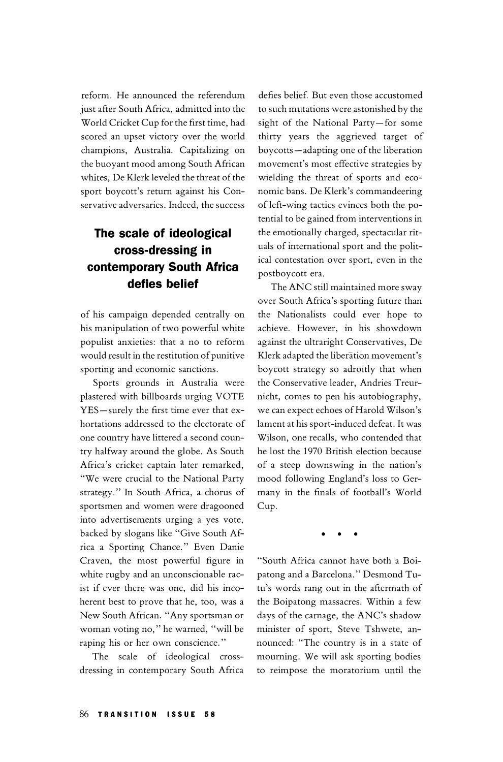reform. He announced the referendum just after South Africa, admitted into the World Cricket Cup for the first time, had scored an upset victory over the world champions, Australia. Capitalizing on the buoyant mood among South African whites, De Klerk leveled the threat of the sport boycott's return against his Conservative adversaries. Indeed, the success of his campaign depended centrally on his manipulation of two powerful white populist anxieties: that a no to reform would result in the restitution of punitive sporting and economic sanctions.

> **The scale of ideological cross-dressing in contemporary South Africa defies belief**

Sports grounds in Australia were plastered with billboards urging VOTE YES—surely the first time ever that exhortations addressed to the electorate of one country have littered a second country halfway around the globe. As South Africa's cricket captain later remarked, "We were crucial to the National Party strategy." In South Africa, a chorus of sportsmen and women were dragooned into advertisements urging a yes vote, backed by slogans like "Give South Africa a Sporting Chance." Even Danie Craven, the most powerful figure in white rugby and an unconscionable racist if ever there was one, did his incoherent best to prove that he, too, was a New South African. "Any sportsman or woman voting no," he warned, "will be raping his or her own conscience."

The scale of ideological cross-dressing in contemporary South Africa defies belief. But even those accustomed to such mutations were astonished by the sight of the National Party—for some thirty years the aggrieved target of boycotts—adapting one of the liberation movement's most effective strategies by wielding the threat of sports and economic bans. De Klerk's commandeering of left-wing tactics evinces both the potential to be gained from interventions in the emotionally charged, spectacular rituals of international sport and the political contestation over sport, even in the postboycott era.

The ANC still maintained more sway over South Africa's sporting future than the Nationalists could ever hope to achieve. However, in his showdown against the ultraright Conservatives, De Klerk adapted the liberation movement's boycott strategy so adroitly that when the Conservative leader, Andries Treurnicht, comes to pen his autobiography, we can expect echoes of Harold Wilson's lament at his sport-induced defeat. It was Wilson, one recalls, who contended that he lost the 1970 British election because of a steep downswing in the nation's mood following England's loss to Germany in the finals of football's World Cup.

• • •

"South Africa cannot have both a Boipatong and a Barcelona." Desmond Tutu's words rang out in the aftermath of the Boipatong massacres. Within a few days of the carnage, the ANC's shadow minister of sport, Steve Tshwete, announced: "The country is in a state of mourning. We will ask sporting bodies to reimpose the moratorium until the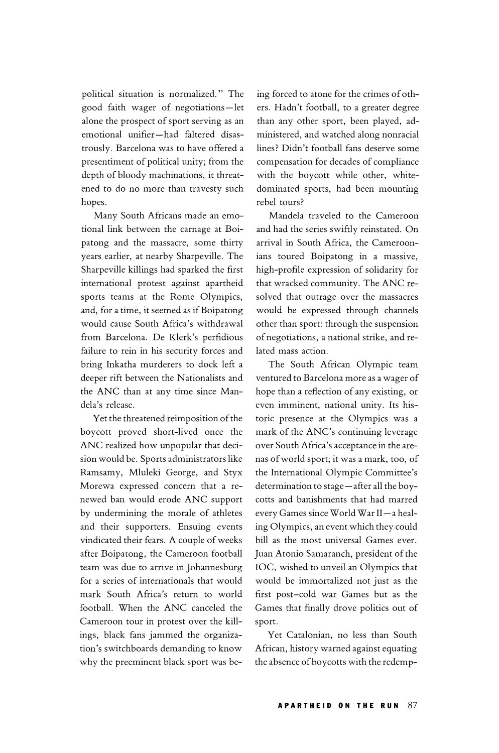political situation is normalized." The good faith wager of negotiations—let alone the prospect of sport serving as an emotional unifier—had faltered disastrously. Barcelona was to have offered a presentiment of political unity; from the depth of bloody machinations, it threatened to do no more than travesty such hopes.

Many South Africans made an emotional link between the carnage at Boipatong and the massacre, some thirty years earlier, at nearby Sharpeville. The Sharpeville killings had sparked the first international protest against apartheid sports teams at the Rome Olympics, and, for a time, it seemed as if Boipatong would cause South Africa's withdrawal from Barcelona. De Klerk's perfidious failure to rein in his security forces and bring Inkatha murderers to dock left a deeper rift between the Nationalists and the ANC than at any time since Mandela's release.

Yet the threatened reimposition of the boycott proved short-lived once the ANC realized how unpopular that decision would be. Sports administrators like Ramsamy, Mluleki George, and Styx Morewa expressed concern that a renewed ban would erode ANC support by undermining the morale of athletes and their supporters. Ensuing events vindicated their fears. A couple of weeks after Boipatong, the Cameroon football team was due to arrive in Johannesburg for a series of internationals that would mark South Africa's return to world football. When the ANC canceled the Cameroon tour in protest over the killings, black fans jammed the organization's switchboards demanding to know why the preeminent black sport was being forced to atone for the crimes of others. Hadn't football, to a greater degree than any other sport, been played, administered, and watched along nonracial lines? Didn't football fans deserve some compensation for decades of compliance with the boycott while other, white-dominated sports, had been mounting rebel tours?

Mandela traveled to the Cameroon and had the series swiftly reinstated. On arrival in South Africa, the Cameroonians toured Boipatong in a massive, high-profile expression of solidarity for that wracked community. The ANC resolved that outrage over the massacres would be expressed through channels other than sport: through the suspension of negotiations, a national strike, and related mass action.

The South African Olympic team ventured to Barcelona more as a wager of hope than a reflection of any existing, or even imminent, national unity. Its historic presence at the Olympics was a mark of the ANC's continuing leverage over South Africa's acceptance in the arenas of world sport; it was a mark, too, of the International Olympic Committee's determination to stage—after all the boycotts and banishments that had marred every Games since World War II—a healing Olympics, an event which they could bill as the most universal Games ever. Juan Atonio Samaranch, president of the IOC, wished to unveil an Olympics that would be immortalized not just as the first post–cold war Games but as the Games that finally drove politics out of sport.

Yet Catalonian, no less than South African, history warned against equating the absence of boycotts with the redemp-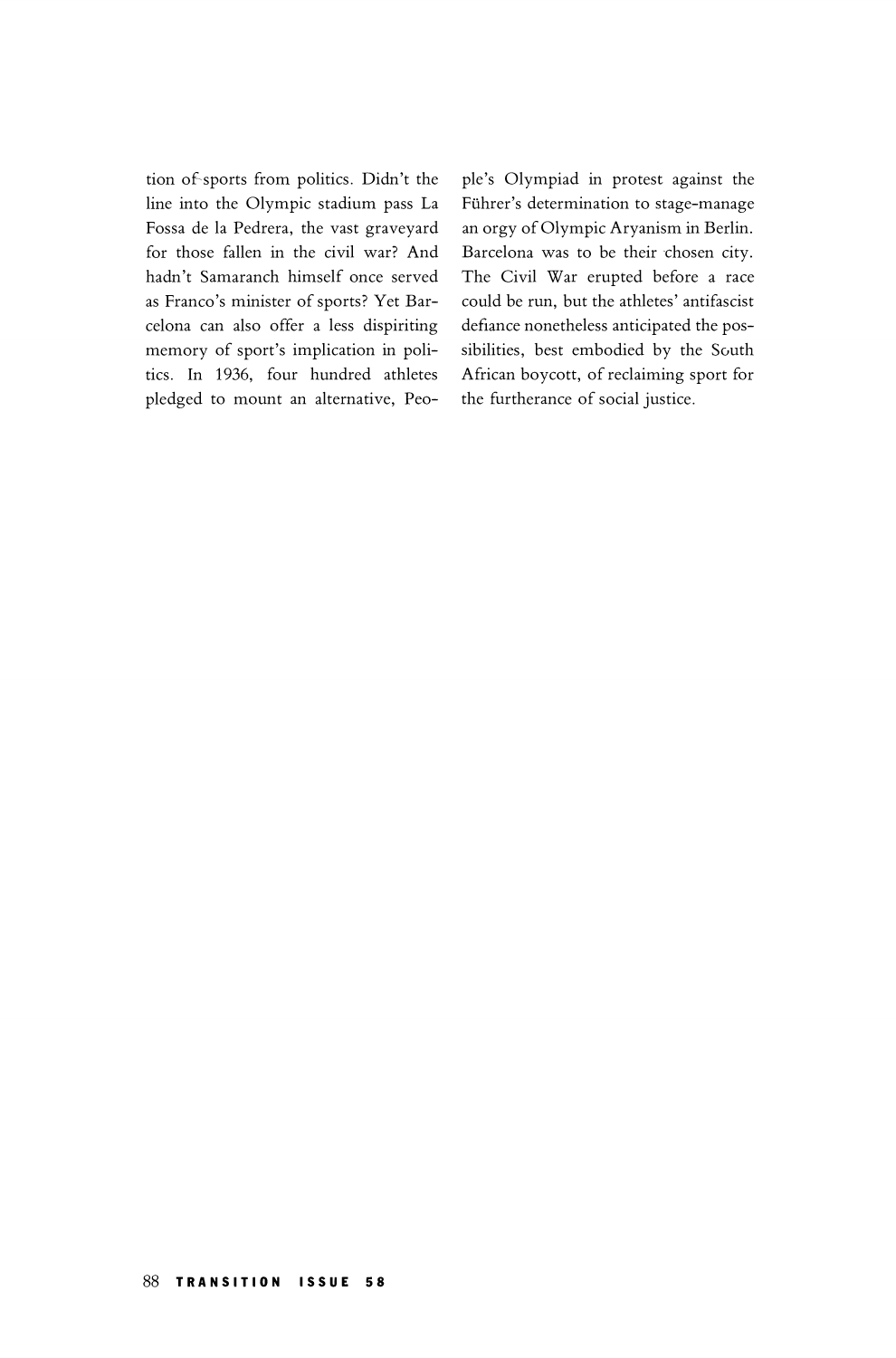tion of sports from politics. Didn't the line into the Olympic stadium pass La Fossa de la Pedrera, the vast graveyard for those fallen in the civil war? And hadn't Samaranch himself once served as Franco's minister of sports? Yet Barcelona can also offer a less dispiriting memory of sport's implication in politics. In 1936, four hundred athletes pledged to mount an alternative, People's Olympiad in protest against the Führer's determination to stage-manage an orgy of Olympic Aryanism in Berlin. Barcelona was to be their chosen city. The Civil War erupted before a race could be run, but the athletes' antifascist defiance nonetheless anticipated the possibilities, best embodied by the South African boycott, of reclaiming sport for the furtherance of social justice.